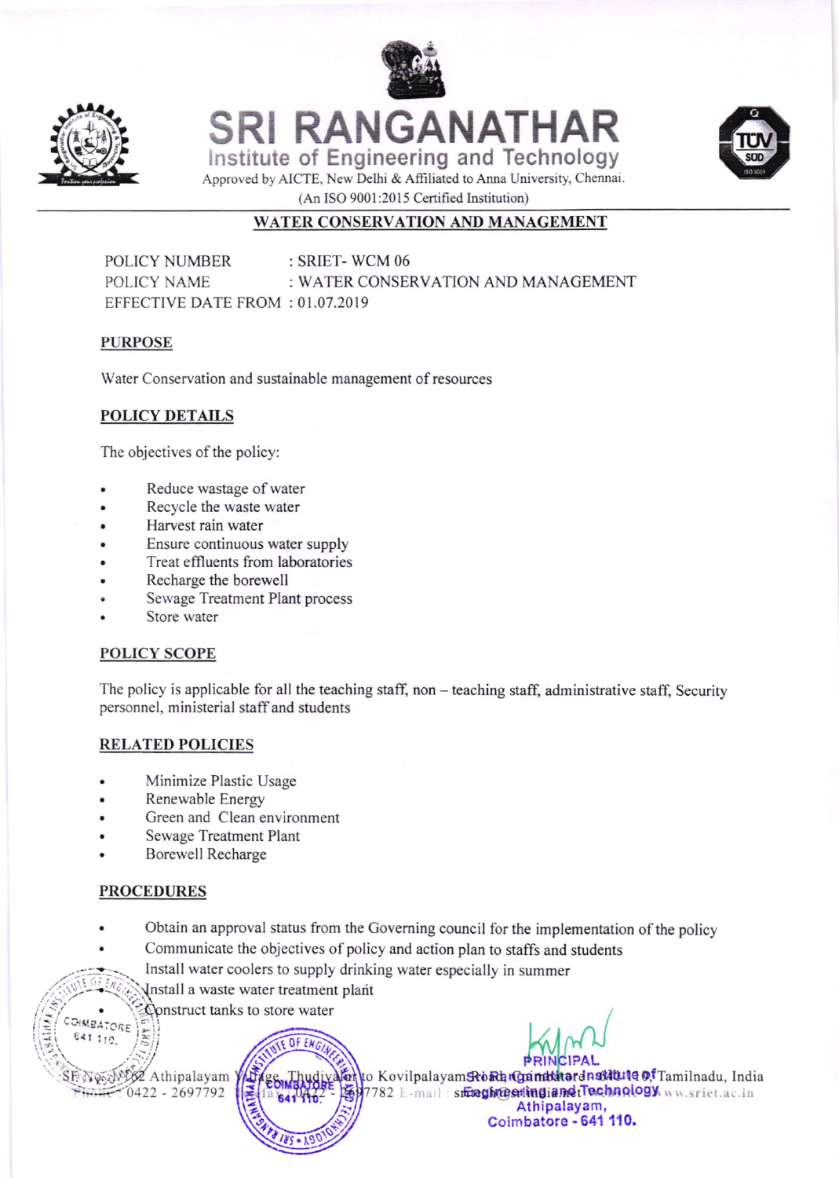# SRI RANGANATHAR

## Institute of Engineering and Technology

Approved by AICTE, New Delhi & Affiliated to Anna University, Chennai.

(An ISO 9001:2015 Certified Institution)

## WATER CONSERVATION AND MANAGEMENT

POLICY NUMBER : SRIET- WCM 06

POLICY NAME : WATER CONSERVATION AND MANAGEMENT

EFFECTIVE DATE FROM : 01.07.2019

### PURPOSE

Water Conservation and sustainable management of resources

### POLICY DETAILS

The objectives of the policy:

- Reduce wastage of water
- Recycle the waste water
- Harvest rain water
- Ensure continuous water supply
- Treat effluents from laboratories
- Recharge the borewell
- Sewage Treatment Plant process
- Store water

### POLICY SCOPE

The policy is applicable for all the teaching staff, non – teaching staff, administrative staff, Security personnel, ministerial staff and students

### RELATED POLICIES

- Minimize Plastic Usage
- Renewable Energy
- Green and Clean environment
- Sewage Treatment Plant
- Borewell Recharge

### PROCEDURES

- Obtain an approval status from the Governing council for the implementation of the policy
- Communicate the objectives of policy and action plan to staffs and students
- Install water coolers to supply drinking water especially in summer
- Install a waste water treatment plant
- Construct tanks to store water

PRINCIPAL
Sri Ranganathar Institute of Engineering and Technology
Athipalayam,
Coimbatore - 641 110.

SF No. 362 Athipalayam Village, Thudiyalur to Kovilpalayam Road, Coimbatore - 641 110, Tamilnadu, India
Phone : 0422 - 2697792 Telefax : 0422 - 2697782 E-mail : sriet@sriet.ac.in www.sriet.ac.in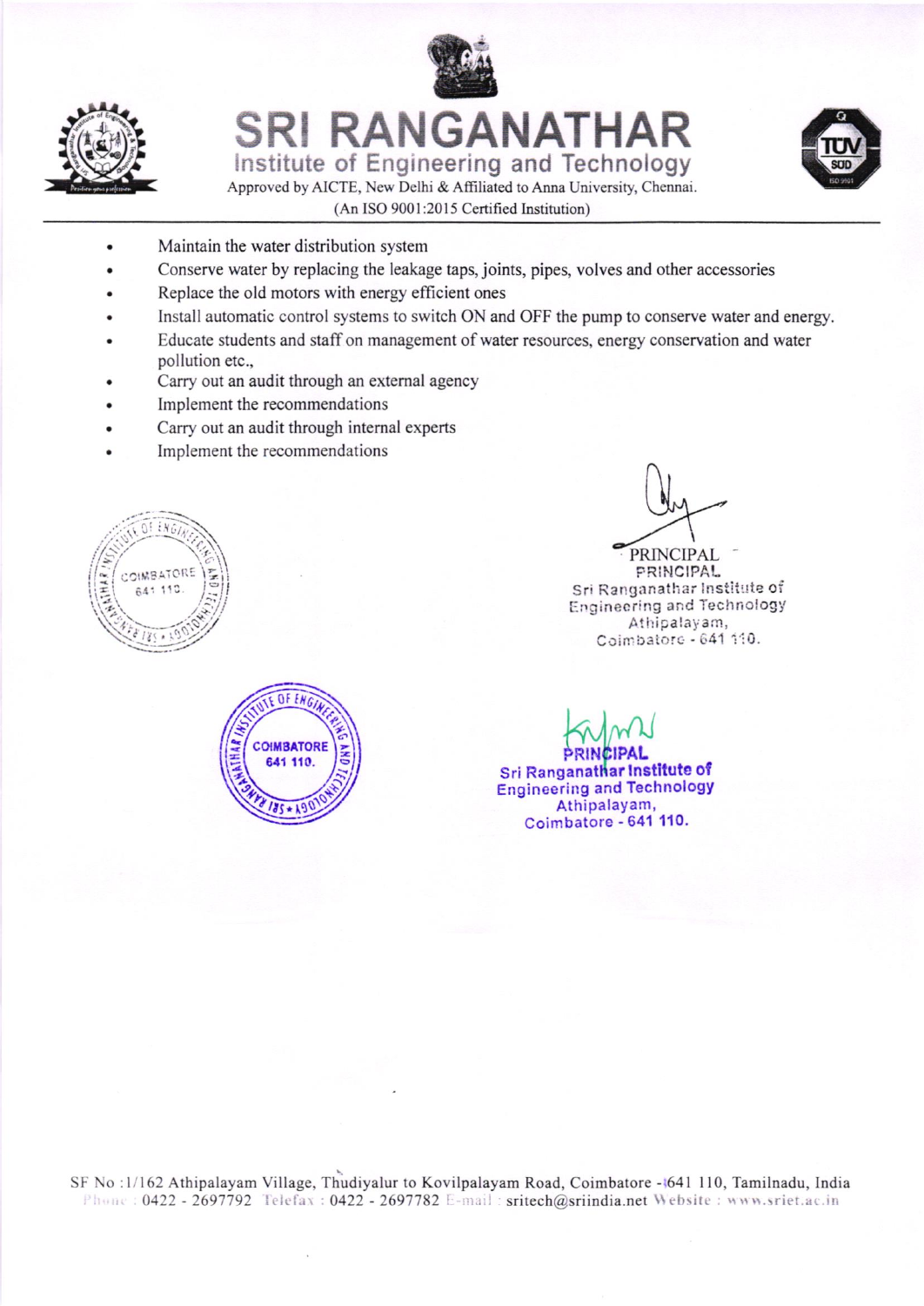# SRI RANGANATHAR

Institute of Engineering and Technology

Approved by AICTE, New Delhi & Affiliated to Anna University, Chennai.

(An ISO 9001:2015 Certified Institution)

- Maintain the water distribution system
- Conserve water by replacing the leakage taps, joints, pipes, volves and other accessories
- Replace the old motors with energy efficient ones
- Install automatic control systems to switch ON and OFF the pump to conserve water and energy.
- Educate students and staff on management of water resources, energy conservation and water pollution etc.,
- Carry out an audit through an external agency
- Implement the recommendations
- Carry out an audit through internal experts
- Implement the recommendations

PRINCIPAL

PRINCIPAL
Sri Ranganathar Institute of Engineering and Technology
Athipalayam,
Coimbatore - 641 110.

PRINCIPAL
Sri Ranganathar Institute of Engineering and Technology
Athipalayam,
Coimbatore - 641 110.

SF No :1/162 Athipalayam Village, Thudiyalur to Kovilpalayam Road, Coimbatore - 641 110, Tamilnadu, India
Phone : 0422 - 2697792 Telefax : 0422 - 2697782 E-mail : sritech@sriindia.net Website : www.sriet.ac.in